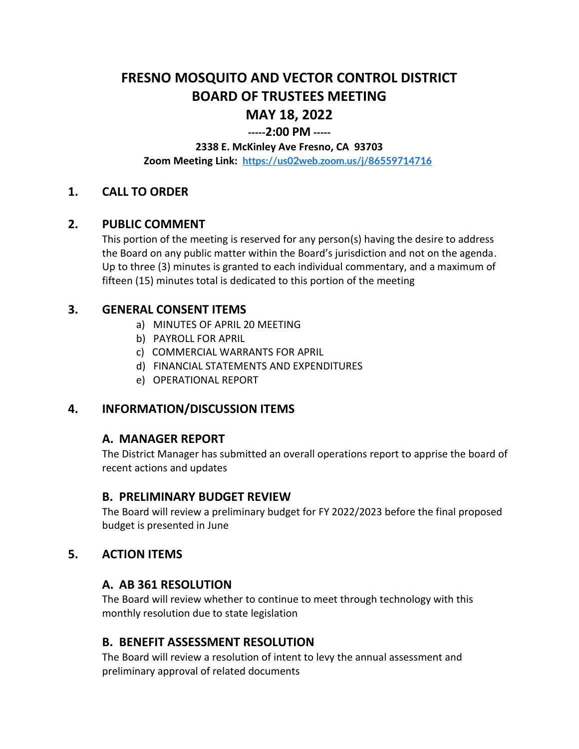# FRESNO MOSQUITO AND VECTOR CONTROL DISTRICT
# BOARD OF TRUSTEES MEETING
# MAY 18, 2022

**-----2:00 PM -----**

**2338 E. McKinley Ave Fresno, CA 93703**

**Zoom Meeting Link: https://us02web.zoom.us/j/86559714716**

## 1. CALL TO ORDER

## 2. PUBLIC COMMENT

This portion of the meeting is reserved for any person(s) having the desire to address the Board on any public matter within the Board's jurisdiction and not on the agenda. Up to three (3) minutes is granted to each individual commentary, and a maximum of fifteen (15) minutes total is dedicated to this portion of the meeting

## 3. GENERAL CONSENT ITEMS

a) MINUTES OF APRIL 20 MEETING
b) PAYROLL FOR APRIL
c) COMMERCIAL WARRANTS FOR APRIL
d) FINANCIAL STATEMENTS AND EXPENDITURES
e) OPERATIONAL REPORT

## 4. INFORMATION/DISCUSSION ITEMS

### A. MANAGER REPORT

The District Manager has submitted an overall operations report to apprise the board of recent actions and updates

### B. PRELIMINARY BUDGET REVIEW

The Board will review a preliminary budget for FY 2022/2023 before the final proposed budget is presented in June

## 5. ACTION ITEMS

### A. AB 361 RESOLUTION

The Board will review whether to continue to meet through technology with this monthly resolution due to state legislation

### B. BENEFIT ASSESSMENT RESOLUTION

The Board will review a resolution of intent to levy the annual assessment and preliminary approval of related documents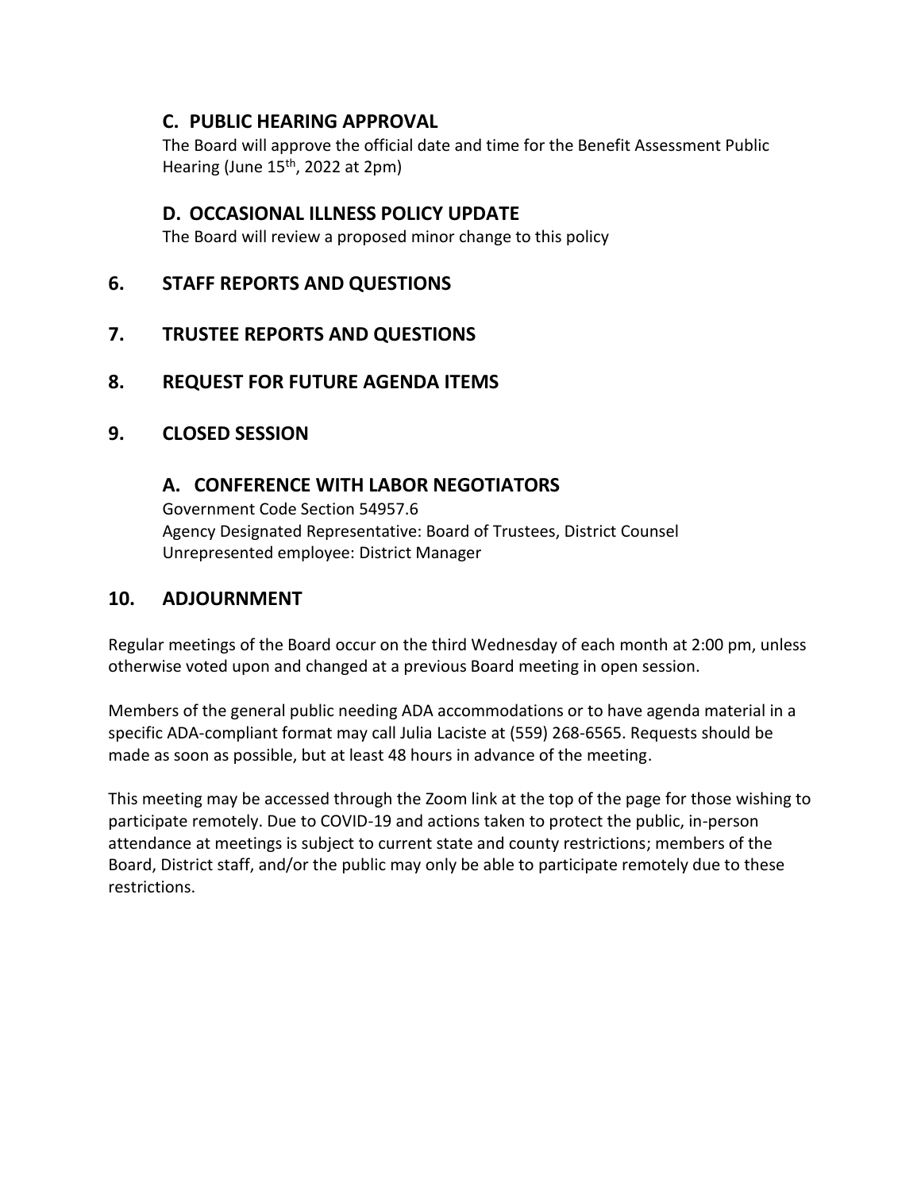### C. PUBLIC HEARING APPROVAL

The Board will approve the official date and time for the Benefit Assessment Public Hearing (June 15th, 2022 at 2pm)

### D. OCCASIONAL ILLNESS POLICY UPDATE

The Board will review a proposed minor change to this policy

## 6. STAFF REPORTS AND QUESTIONS

## 7. TRUSTEE REPORTS AND QUESTIONS

## 8. REQUEST FOR FUTURE AGENDA ITEMS

## 9. CLOSED SESSION

### A. CONFERENCE WITH LABOR NEGOTIATORS

Government Code Section 54957.6
Agency Designated Representative: Board of Trustees, District Counsel
Unrepresented employee: District Manager

## 10. ADJOURNMENT

Regular meetings of the Board occur on the third Wednesday of each month at 2:00 pm, unless otherwise voted upon and changed at a previous Board meeting in open session.

Members of the general public needing ADA accommodations or to have agenda material in a specific ADA-compliant format may call Julia Laciste at (559) 268-6565. Requests should be made as soon as possible, but at least 48 hours in advance of the meeting.

This meeting may be accessed through the Zoom link at the top of the page for those wishing to participate remotely. Due to COVID-19 and actions taken to protect the public, in-person attendance at meetings is subject to current state and county restrictions; members of the Board, District staff, and/or the public may only be able to participate remotely due to these restrictions.